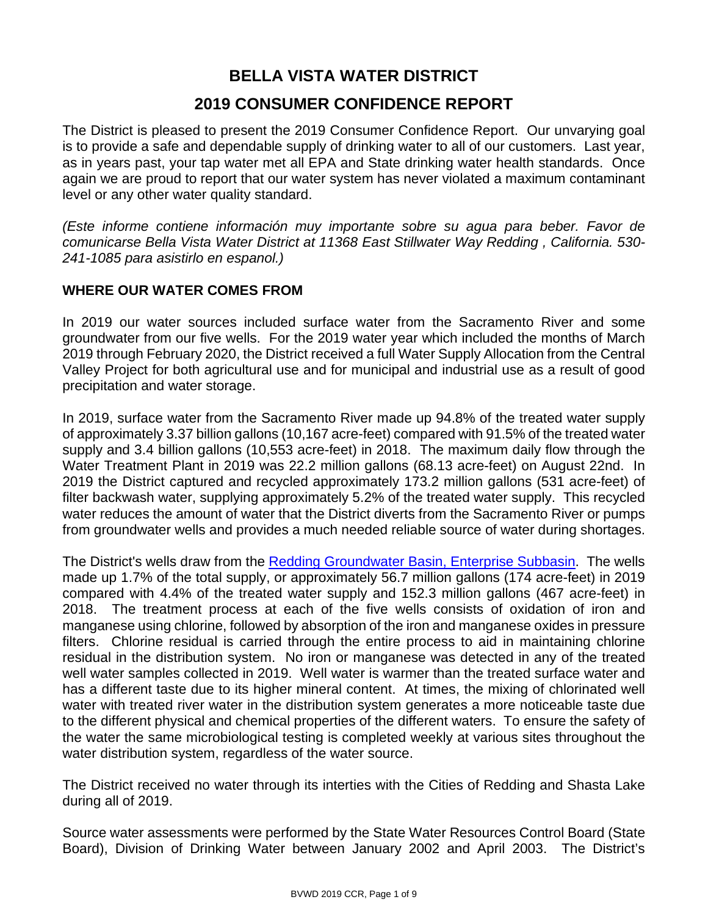# BELLA VISTA WATER DISTRICT

## 2019 CONSUMER CONFIDENCE REPORT

The District is pleased to present the 2019 Consumer Confidence Report. Our unvarying goal is to provide a safe and dependable supply of drinking water to all of our customers. Last year, as in years past, your tap water met all EPA and State drinking water health standards. Once again we are proud to report that our water system has never violated a maximum contaminant level or any other water quality standard.

*(Este informe contiene información muy importante sobre su agua para beber. Favor de comunicarse Bella Vista Water District at 11368 East Stillwater Way Redding , California. 530-241-1085 para asistirlo en espanol.)*

### WHERE OUR WATER COMES FROM

In 2019 our water sources included surface water from the Sacramento River and some groundwater from our five wells. For the 2019 water year which included the months of March 2019 through February 2020, the District received a full Water Supply Allocation from the Central Valley Project for both agricultural use and for municipal and industrial use as a result of good precipitation and water storage.

In 2019, surface water from the Sacramento River made up 94.8% of the treated water supply of approximately 3.37 billion gallons (10,167 acre-feet) compared with 91.5% of the treated water supply and 3.4 billion gallons (10,553 acre-feet) in 2018. The maximum daily flow through the Water Treatment Plant in 2019 was 22.2 million gallons (68.13 acre-feet) on August 22nd. In 2019 the District captured and recycled approximately 173.2 million gallons (531 acre-feet) of filter backwash water, supplying approximately 5.2% of the treated water supply. This recycled water reduces the amount of water that the District diverts from the Sacramento River or pumps from groundwater wells and provides a much needed reliable source of water during shortages.

The District's wells draw from the Redding Groundwater Basin, Enterprise Subbasin. The wells made up 1.7% of the total supply, or approximately 56.7 million gallons (174 acre-feet) in 2019 compared with 4.4% of the treated water supply and 152.3 million gallons (467 acre-feet) in 2018. The treatment process at each of the five wells consists of oxidation of iron and manganese using chlorine, followed by absorption of the iron and manganese oxides in pressure filters. Chlorine residual is carried through the entire process to aid in maintaining chlorine residual in the distribution system. No iron or manganese was detected in any of the treated well water samples collected in 2019. Well water is warmer than the treated surface water and has a different taste due to its higher mineral content. At times, the mixing of chlorinated well water with treated river water in the distribution system generates a more noticeable taste due to the different physical and chemical properties of the different waters. To ensure the safety of the water the same microbiological testing is completed weekly at various sites throughout the water distribution system, regardless of the water source.

The District received no water through its interties with the Cities of Redding and Shasta Lake during all of 2019.

Source water assessments were performed by the State Water Resources Control Board (State Board), Division of Drinking Water between January 2002 and April 2003. The District's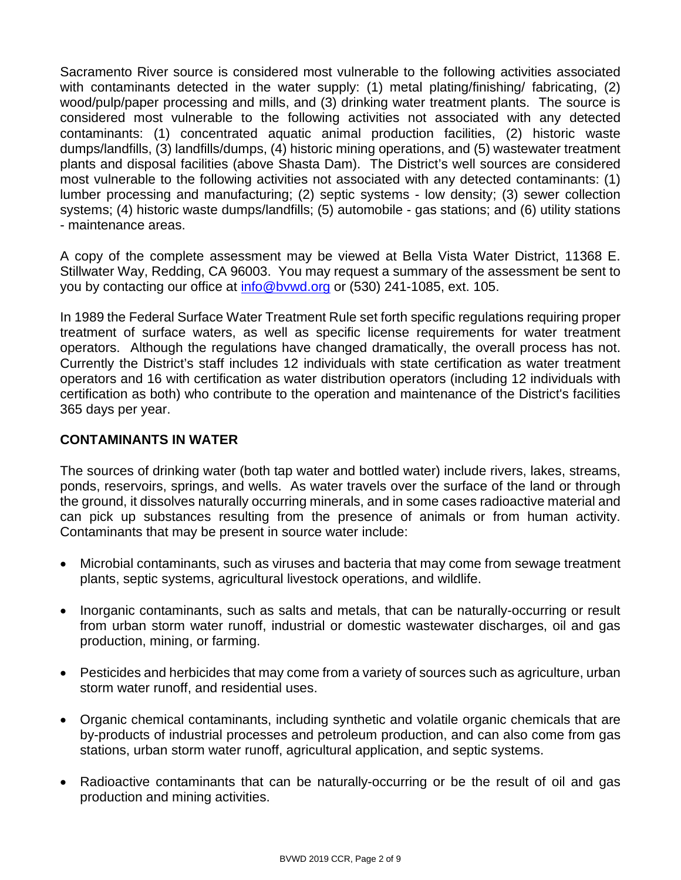Sacramento River source is considered most vulnerable to the following activities associated with contaminants detected in the water supply: (1) metal plating/finishing/ fabricating, (2) wood/pulp/paper processing and mills, and (3) drinking water treatment plants. The source is considered most vulnerable to the following activities not associated with any detected contaminants: (1) concentrated aquatic animal production facilities, (2) historic waste dumps/landfills, (3) landfills/dumps, (4) historic mining operations, and (5) wastewater treatment plants and disposal facilities (above Shasta Dam). The District's well sources are considered most vulnerable to the following activities not associated with any detected contaminants: (1) lumber processing and manufacturing; (2) septic systems - low density; (3) sewer collection systems; (4) historic waste dumps/landfills; (5) automobile - gas stations; and (6) utility stations - maintenance areas.

A copy of the complete assessment may be viewed at Bella Vista Water District, 11368 E. Stillwater Way, Redding, CA 96003. You may request a summary of the assessment be sent to you by contacting our office at [info@bvwd.org](mailto:info@bvwd.org) or (530) 241-1085, ext. 105.

In 1989 the Federal Surface Water Treatment Rule set forth specific regulations requiring proper treatment of surface waters, as well as specific license requirements for water treatment operators. Although the regulations have changed dramatically, the overall process has not. Currently the District's staff includes 12 individuals with state certification as water treatment operators and 16 with certification as water distribution operators (including 12 individuals with certification as both) who contribute to the operation and maintenance of the District's facilities 365 days per year.

## CONTAMINANTS IN WATER

The sources of drinking water (both tap water and bottled water) include rivers, lakes, streams, ponds, reservoirs, springs, and wells. As water travels over the surface of the land or through the ground, it dissolves naturally occurring minerals, and in some cases radioactive material and can pick up substances resulting from the presence of animals or from human activity. Contaminants that may be present in source water include:

- Microbial contaminants, such as viruses and bacteria that may come from sewage treatment plants, septic systems, agricultural livestock operations, and wildlife.
- Inorganic contaminants, such as salts and metals, that can be naturally-occurring or result from urban storm water runoff, industrial or domestic wastewater discharges, oil and gas production, mining, or farming.
- Pesticides and herbicides that may come from a variety of sources such as agriculture, urban storm water runoff, and residential uses.
- Organic chemical contaminants, including synthetic and volatile organic chemicals that are by-products of industrial processes and petroleum production, and can also come from gas stations, urban storm water runoff, agricultural application, and septic systems.
- Radioactive contaminants that can be naturally-occurring or be the result of oil and gas production and mining activities.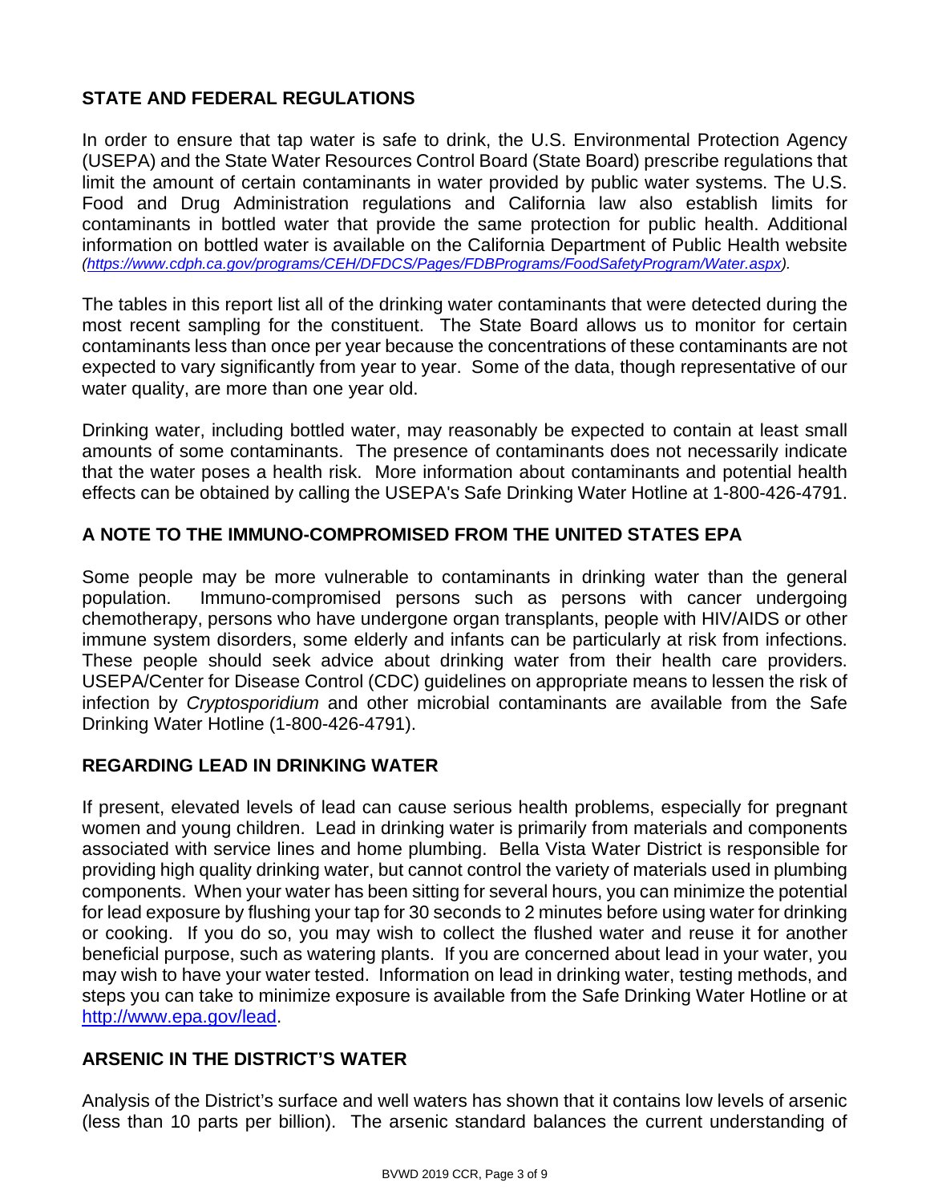## STATE AND FEDERAL REGULATIONS

In order to ensure that tap water is safe to drink, the U.S. Environmental Protection Agency (USEPA) and the State Water Resources Control Board (State Board) prescribe regulations that limit the amount of certain contaminants in water provided by public water systems. The U.S. Food and Drug Administration regulations and California law also establish limits for contaminants in bottled water that provide the same protection for public health. Additional information on bottled water is available on the California Department of Public Health website *(https://www.cdph.ca.gov/programs/CEH/DFDCS/Pages/FDBPrograms/FoodSafetyProgram/Water.aspx).*

The tables in this report list all of the drinking water contaminants that were detected during the most recent sampling for the constituent. The State Board allows us to monitor for certain contaminants less than once per year because the concentrations of these contaminants are not expected to vary significantly from year to year. Some of the data, though representative of our water quality, are more than one year old.

Drinking water, including bottled water, may reasonably be expected to contain at least small amounts of some contaminants. The presence of contaminants does not necessarily indicate that the water poses a health risk. More information about contaminants and potential health effects can be obtained by calling the USEPA's Safe Drinking Water Hotline at 1-800-426-4791.

## A NOTE TO THE IMMUNO-COMPROMISED FROM THE UNITED STATES EPA

Some people may be more vulnerable to contaminants in drinking water than the general population. Immuno-compromised persons such as persons with cancer undergoing chemotherapy, persons who have undergone organ transplants, people with HIV/AIDS or other immune system disorders, some elderly and infants can be particularly at risk from infections. These people should seek advice about drinking water from their health care providers. USEPA/Center for Disease Control (CDC) guidelines on appropriate means to lessen the risk of infection by *Cryptosporidium* and other microbial contaminants are available from the Safe Drinking Water Hotline (1-800-426-4791).

## REGARDING LEAD IN DRINKING WATER

If present, elevated levels of lead can cause serious health problems, especially for pregnant women and young children. Lead in drinking water is primarily from materials and components associated with service lines and home plumbing. Bella Vista Water District is responsible for providing high quality drinking water, but cannot control the variety of materials used in plumbing components. When your water has been sitting for several hours, you can minimize the potential for lead exposure by flushing your tap for 30 seconds to 2 minutes before using water for drinking or cooking. If you do so, you may wish to collect the flushed water and reuse it for another beneficial purpose, such as watering plants. If you are concerned about lead in your water, you may wish to have your water tested. Information on lead in drinking water, testing methods, and steps you can take to minimize exposure is available from the Safe Drinking Water Hotline or at http://www.epa.gov/lead.

## ARSENIC IN THE DISTRICT'S WATER

Analysis of the District's surface and well waters has shown that it contains low levels of arsenic (less than 10 parts per billion). The arsenic standard balances the current understanding of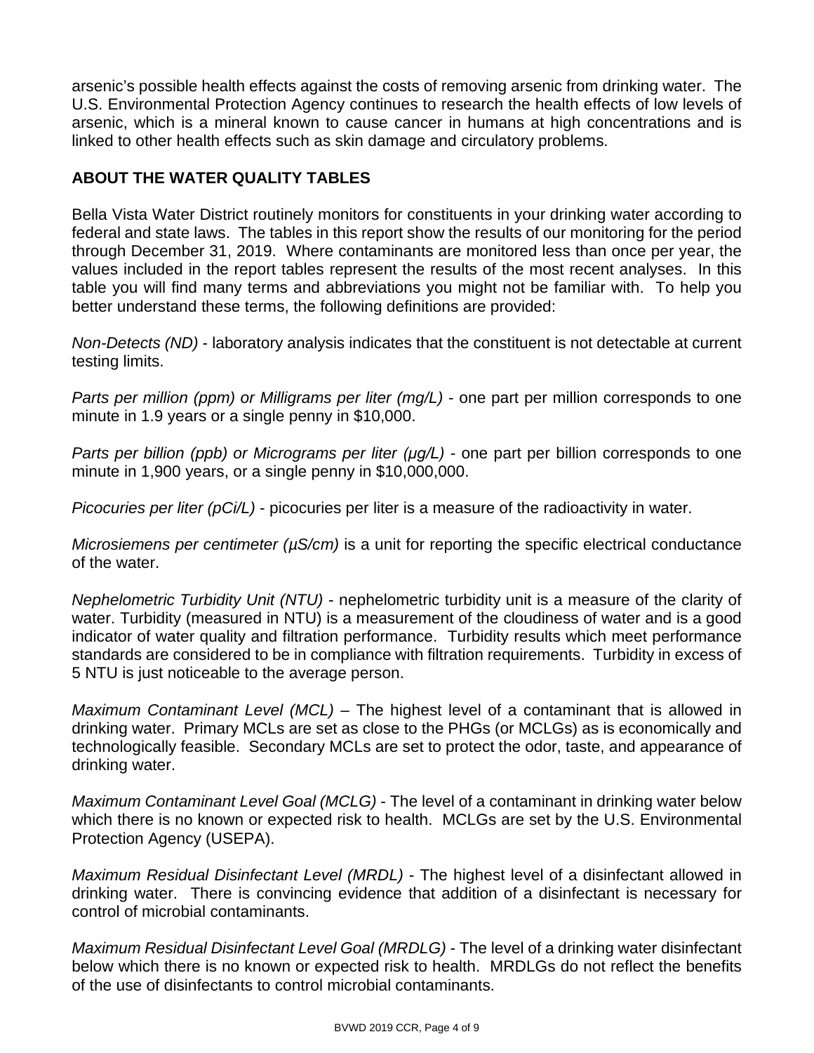arsenic's possible health effects against the costs of removing arsenic from drinking water. The U.S. Environmental Protection Agency continues to research the health effects of low levels of arsenic, which is a mineral known to cause cancer in humans at high concentrations and is linked to other health effects such as skin damage and circulatory problems.

## ABOUT THE WATER QUALITY TABLES

Bella Vista Water District routinely monitors for constituents in your drinking water according to federal and state laws. The tables in this report show the results of our monitoring for the period through December 31, 2019. Where contaminants are monitored less than once per year, the values included in the report tables represent the results of the most recent analyses. In this table you will find many terms and abbreviations you might not be familiar with. To help you better understand these terms, the following definitions are provided:

*Non-Detects (ND)* - laboratory analysis indicates that the constituent is not detectable at current testing limits.

*Parts per million (ppm) or Milligrams per liter (mg/L)* - one part per million corresponds to one minute in 1.9 years or a single penny in $10,000.

*Parts per billion (ppb) or Micrograms per liter (µg/L)* - one part per billion corresponds to one minute in 1,900 years, or a single penny in $10,000,000.

*Picocuries per liter (pCi/L)* - picocuries per liter is a measure of the radioactivity in water.

*Microsiemens per centimeter (µS/cm)* is a unit for reporting the specific electrical conductance of the water.

*Nephelometric Turbidity Unit (NTU)* - nephelometric turbidity unit is a measure of the clarity of water. Turbidity (measured in NTU) is a measurement of the cloudiness of water and is a good indicator of water quality and filtration performance. Turbidity results which meet performance standards are considered to be in compliance with filtration requirements. Turbidity in excess of 5 NTU is just noticeable to the average person.

*Maximum Contaminant Level (MCL)* – The highest level of a contaminant that is allowed in drinking water. Primary MCLs are set as close to the PHGs (or MCLGs) as is economically and technologically feasible. Secondary MCLs are set to protect the odor, taste, and appearance of drinking water.

*Maximum Contaminant Level Goal (MCLG)* - The level of a contaminant in drinking water below which there is no known or expected risk to health. MCLGs are set by the U.S. Environmental Protection Agency (USEPA).

*Maximum Residual Disinfectant Level (MRDL)* - The highest level of a disinfectant allowed in drinking water. There is convincing evidence that addition of a disinfectant is necessary for control of microbial contaminants.

*Maximum Residual Disinfectant Level Goal (MRDLG)* - The level of a drinking water disinfectant below which there is no known or expected risk to health. MRDLGs do not reflect the benefits of the use of disinfectants to control microbial contaminants.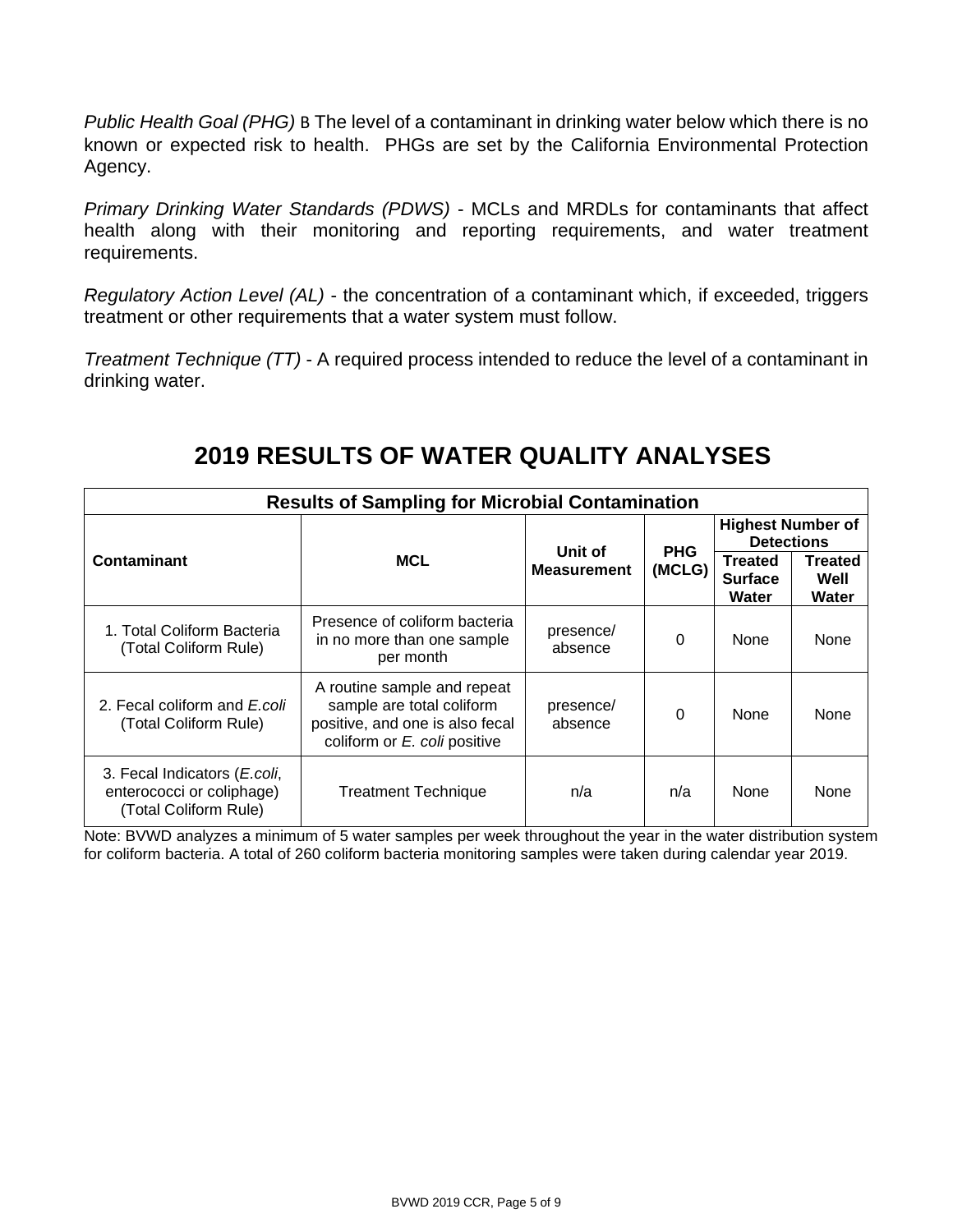*Public Health Goal (PHG)* B The level of a contaminant in drinking water below which there is no known or expected risk to health. PHGs are set by the California Environmental Protection Agency.

*Primary Drinking Water Standards (PDWS)* - MCLs and MRDLs for contaminants that affect health along with their monitoring and reporting requirements, and water treatment requirements.

*Regulatory Action Level (AL)* - the concentration of a contaminant which, if exceeded, triggers treatment or other requirements that a water system must follow.

*Treatment Technique (TT)* - A required process intended to reduce the level of a contaminant in drinking water.

# 2019 RESULTS OF WATER QUALITY ANALYSES

| **Results of Sampling for Microbial Contamination** | | | | | |
|---|---|---|---|---|---|
| **Contaminant** | **MCL** | **Unit of Measurement** | **PHG (MCLG)** | **Highest Number of Detections** | |
| | | | | **Treated Surface Water** | **Treated Well Water** |
| 1. Total Coliform Bacteria (Total Coliform Rule) | Presence of coliform bacteria in no more than one sample per month | presence/ absence | 0 | None | None |
| 2. Fecal coliform and *E.coli* (Total Coliform Rule) | A routine sample and repeat sample are total coliform positive, and one is also fecal coliform or *E. coli* positive | presence/ absence | 0 | None | None |
| 3. Fecal Indicators (*E.coli*, enterococci or coliphage) (Total Coliform Rule) | Treatment Technique | n/a | n/a | None | None |

Note: BVWD analyzes a minimum of 5 water samples per week throughout the year in the water distribution system for coliform bacteria. A total of 260 coliform bacteria monitoring samples were taken during calendar year 2019.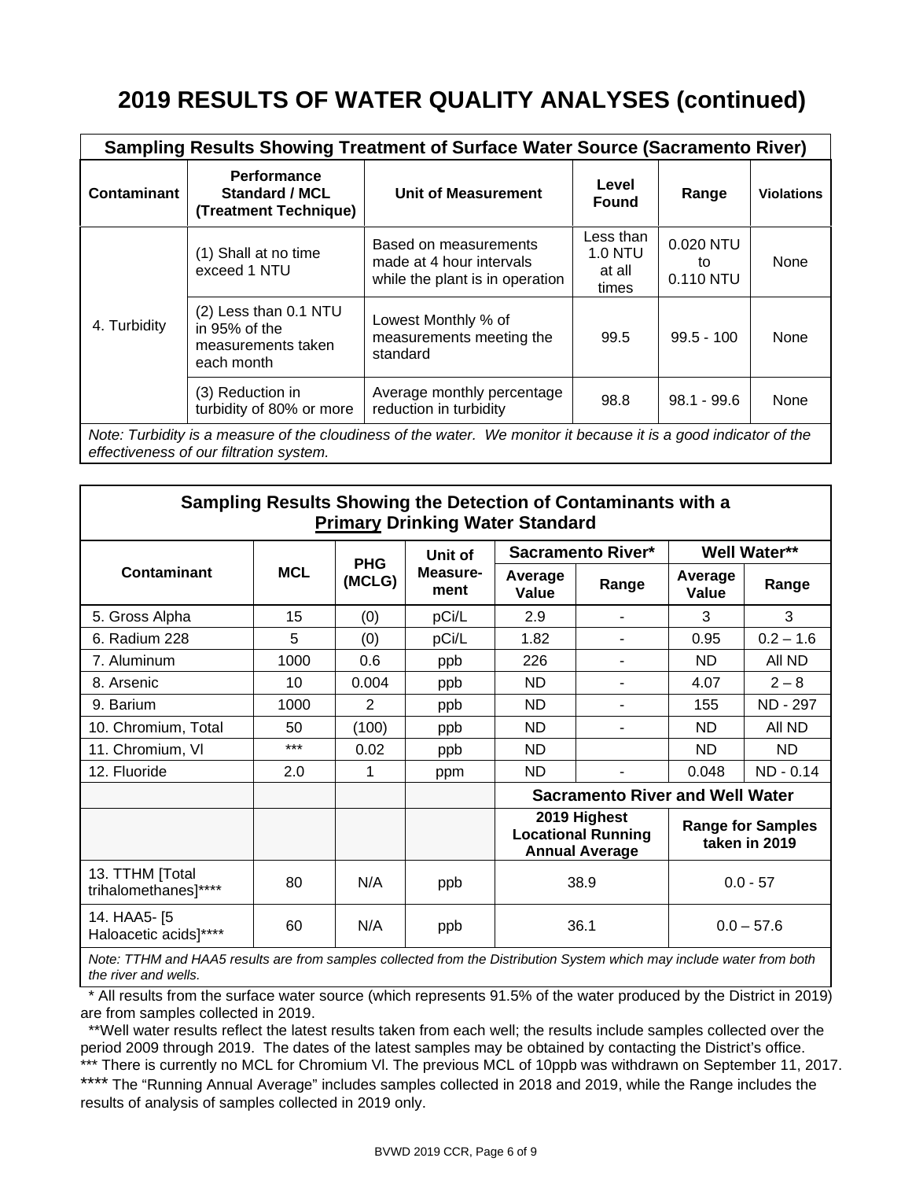# 2019 RESULTS OF WATER QUALITY ANALYSES (continued)

| Sampling Results Showing Treatment of Surface Water Source (Sacramento River) | | | | | |
|---|---|---|---|---|---|
| **Contaminant** | **Performance Standard / MCL (Treatment Technique)** | **Unit of Measurement** | **Level Found** | **Range** | **Violations** |
| 4. Turbidity | (1) Shall at no time exceed 1 NTU | Based on measurements made at 4 hour intervals while the plant is in operation | Less than 1.0 NTU at all times | 0.020 NTU to 0.110 NTU | None |
| | (2) Less than 0.1 NTU in 95% of the measurements taken each month | Lowest Monthly % of measurements meeting the standard | 99.5 | 99.5 - 100 | None |
| | (3) Reduction in turbidity of 80% or more | Average monthly percentage reduction in turbidity | 98.8 | 98.1 - 99.6 | None |

*Note: Turbidity is a measure of the cloudiness of the water. We monitor it because it is a good indicator of the effectiveness of our filtration system.*

**Sampling Results Showing the Detection of Contaminants with a Primary Drinking Water Standard**

| Contaminant | MCL | PHG (MCLG) | Unit of Measure-ment | Sacramento River* | | Well Water** | |
|---|---|---|---|---|---|---|---|
| | | | | Average Value | Range | Average Value | Range |
| 5. Gross Alpha | 15 | (0) | pCi/L | 2.9 | - | 3 | 3 |
| 6. Radium 228 | 5 | (0) | pCi/L | 1.82 | - | 0.95 | 0.2 – 1.6 |
| 7. Aluminum | 1000 | 0.6 | ppb | 226 | - | ND | All ND |
| 8. Arsenic | 10 | 0.004 | ppb | ND | - | 4.07 | 2 – 8 |
| 9. Barium | 1000 | 2 | ppb | ND | - | 155 | ND - 297 |
| 10. Chromium, Total | 50 | (100) | ppb | ND | - | ND | All ND |
| 11. Chromium, Vl | *** | 0.02 | ppb | ND | | ND | ND |
| 12. Fluoride | 2.0 | 1 | ppm | ND | - | 0.048 | ND - 0.14 |
| | | | | Sacramento River and Well Water | | | |
| | | | | 2019 Highest Locational Running Annual Average | | Range for Samples taken in 2019 | |
| 13. TTHM [Total trihalomethanes]**** | 80 | N/A | ppb | 38.9 | | 0.0 - 57 | |
| 14. HAA5- [5 Haloacetic acids]**** | 60 | N/A | ppb | 36.1 | | 0.0 – 57.6 | |

*Note: TTHM and HAA5 results are from samples collected from the Distribution System which may include water from both the river and wells.*

\* All results from the surface water source (which represents 91.5% of the water produced by the District in 2019) are from samples collected in 2019.

**Well water results reflect the latest results taken from each well; the results include samples collected over the period 2009 through 2019. The dates of the latest samples may be obtained by contacting the District's office.

*** There is currently no MCL for Chromium Vl. The previous MCL of 10ppb was withdrawn on September 11, 2017.

**** The "Running Annual Average" includes samples collected in 2018 and 2019, while the Range includes the results of analysis of samples collected in 2019 only.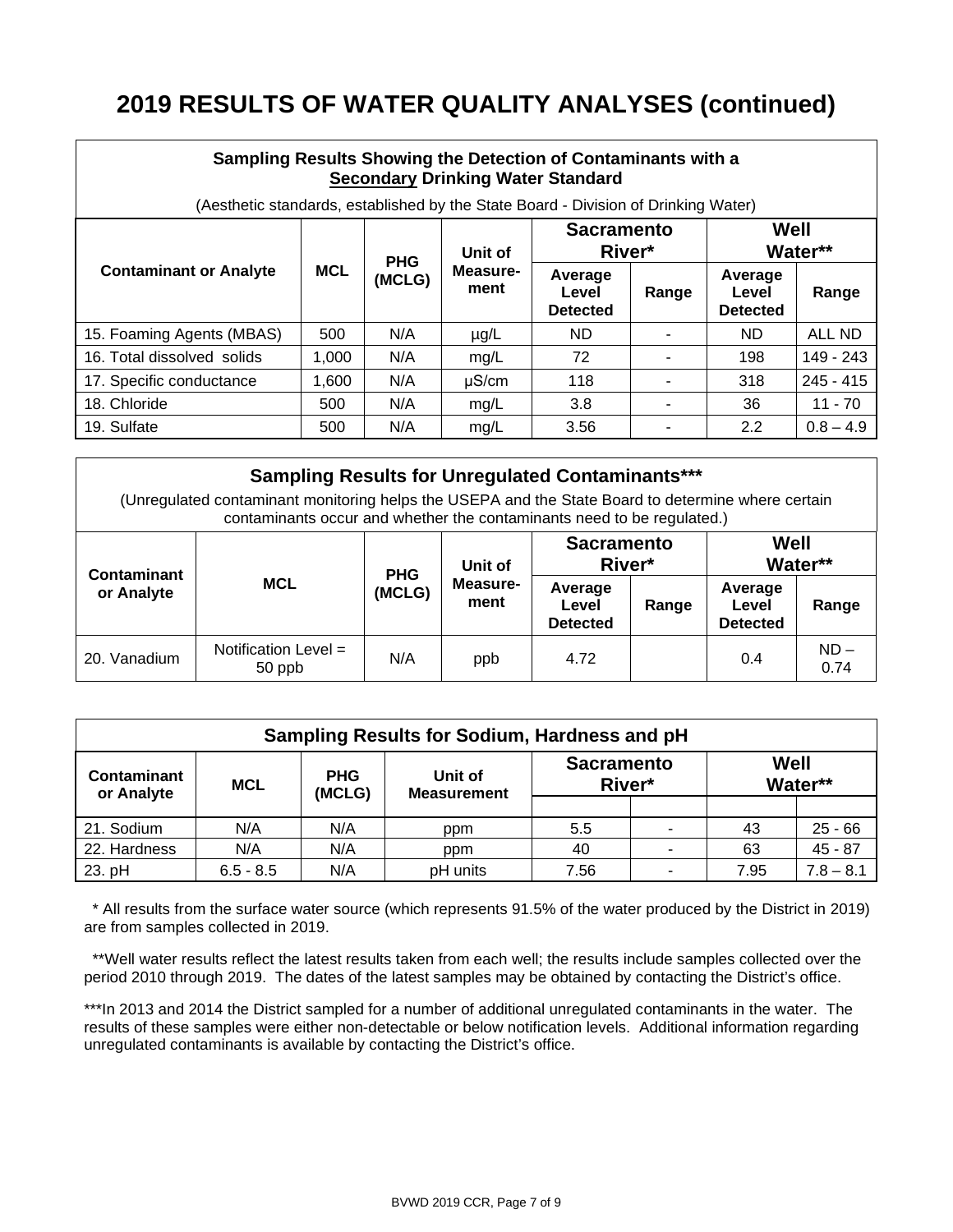# 2019 RESULTS OF WATER QUALITY ANALYSES (continued)

| **Sampling Results Showing the Detection of Contaminants with a Secondary Drinking Water Standard** (Aesthetic standards, established by the State Board - Division of Drinking Water) | | | | | | | |
|---|---|---|---|---|---|---|---|
| **Contaminant or Analyte** | **MCL** | **PHG (MCLG)** | **Unit of Measure-ment** | **Sacramento River*** | | **Well Water**** | |
| | | | | **Average Level Detected** | **Range** | **Average Level Detected** | **Range** |
| 15. Foaming Agents (MBAS) | 500 | N/A | µg/L | ND | - | ND | ALL ND |
| 16. Total dissolved solids | 1,000 | N/A | mg/L | 72 | - | 198 | 149 - 243 |
| 17. Specific conductance | 1,600 | N/A | µS/cm | 118 | - | 318 | 245 - 415 |
| 18. Chloride | 500 | N/A | mg/L | 3.8 | - | 36 | 11 - 70 |
| 19. Sulfate | 500 | N/A | mg/L | 3.56 | - | 2.2 | 0.8 – 4.9 |

| **Sampling Results for Unregulated Contaminants***** (Unregulated contaminant monitoring helps the USEPA and the State Board to determine where certain contaminants occur and whether the contaminants need to be regulated.) | | | | | | | |
|---|---|---|---|---|---|---|---|
| **Contaminant or Analyte** | **MCL** | **PHG (MCLG)** | **Unit of Measure-ment** | **Sacramento River*** | | **Well Water**** | |
| | | | | **Average Level Detected** | **Range** | **Average Level Detected** | **Range** |
| 20. Vanadium | Notification Level = 50 ppb | N/A | ppb | 4.72 | | 0.4 | ND – 0.74 |

| **Sampling Results for Sodium, Hardness and pH** | | | | | | | |
|---|---|---|---|---|---|---|---|
| **Contaminant or Analyte** | **MCL** | **PHG (MCLG)** | **Unit of Measurement** | **Sacramento River*** | | **Well Water**** | |
| 21. Sodium | N/A | N/A | ppm | 5.5 | - | 43 | 25 - 66 |
| 22. Hardness | N/A | N/A | ppm | 40 | - | 63 | 45 - 87 |
| 23. pH | 6.5 - 8.5 | N/A | pH units | 7.56 | - | 7.95 | 7.8 – 8.1 |

\* All results from the surface water source (which represents 91.5% of the water produced by the District in 2019) are from samples collected in 2019.

\** Well water results reflect the latest results taken from each well; the results include samples collected over the period 2010 through 2019. The dates of the latest samples may be obtained by contacting the District's office.

\*** In 2013 and 2014 the District sampled for a number of additional unregulated contaminants in the water. The results of these samples were either non-detectable or below notification levels. Additional information regarding unregulated contaminants is available by contacting the District's office.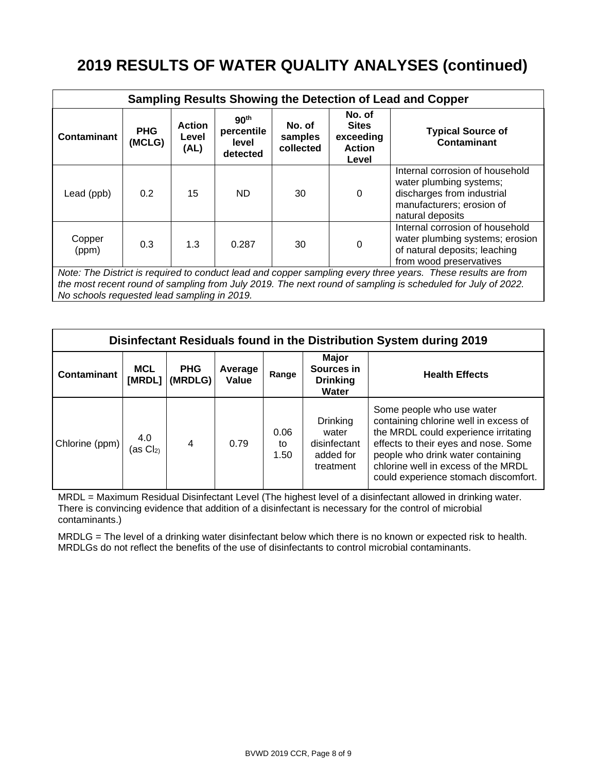# 2019 RESULTS OF WATER QUALITY ANALYSES (continued)

| Sampling Results Showing the Detection of Lead and Copper | | | | | | |
|---|---|---|---|---|---|---|
| **Contaminant** | **PHG (MCLG)** | **Action Level (AL)** | **90th percentile level detected** | **No. of samples collected** | **No. of Sites exceeding Action Level** | **Typical Source of Contaminant** |
| Lead (ppb) | 0.2 | 15 | ND | 30 | 0 | Internal corrosion of household water plumbing systems; discharges from industrial manufacturers; erosion of natural deposits |
| Copper (ppm) | 0.3 | 1.3 | 0.287 | 30 | 0 | Internal corrosion of household water plumbing systems; erosion of natural deposits; leaching from wood preservatives |
| *Note: The District is required to conduct lead and copper sampling every three years. These results are from the most recent round of sampling from July 2019. The next round of sampling is scheduled for July of 2022. No schools requested lead sampling in 2019.* | | | | | | |

| Disinfectant Residuals found in the Distribution System during 2019 | | | | | | |
|---|---|---|---|---|---|---|
| **Contaminant** | **MCL [MRDL]** | **PHG (MRDLG)** | **Average Value** | **Range** | **Major Sources in Drinking Water** | **Health Effects** |
| Chlorine (ppm) | 4.0 (as $Cl_2$) | 4 | 0.79 | 0.06 to 1.50 | Drinking water disinfectant added for treatment | Some people who use water containing chlorine well in excess of the MRDL could experience irritating effects to their eyes and nose. Some people who drink water containing chlorine well in excess of the MRDL could experience stomach discomfort. |

MRDL = Maximum Residual Disinfectant Level (The highest level of a disinfectant allowed in drinking water. There is convincing evidence that addition of a disinfectant is necessary for the control of microbial contaminants.)

MRDLG = The level of a drinking water disinfectant below which there is no known or expected risk to health. MRDLGs do not reflect the benefits of the use of disinfectants to control microbial contaminants.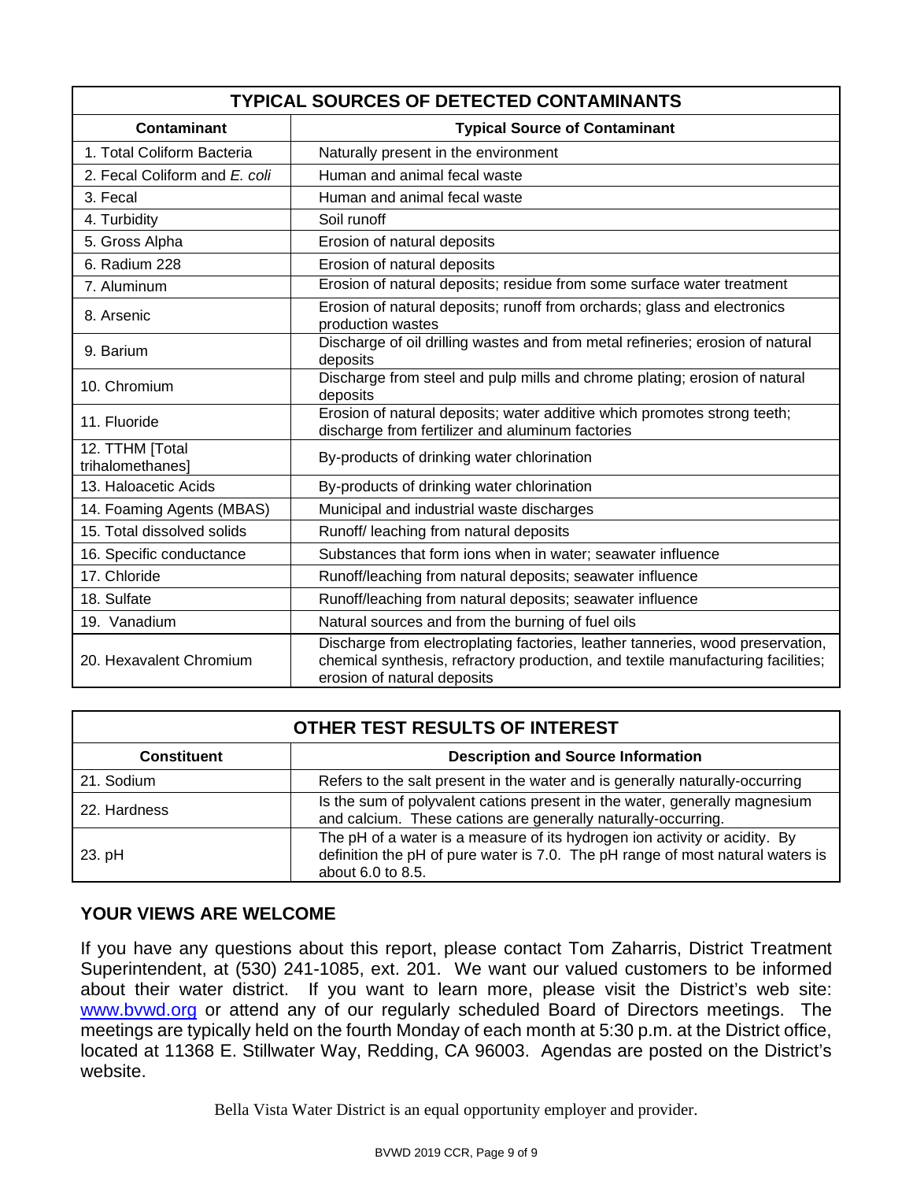| TYPICAL SOURCES OF DETECTED CONTAMINANTS | |
|---|---|
| **Contaminant** | **Typical Source of Contaminant** |
| 1. Total Coliform Bacteria | Naturally present in the environment |
| 2. Fecal Coliform and *E. coli* | Human and animal fecal waste |
| 3. Fecal | Human and animal fecal waste |
| 4. Turbidity | Soil runoff |
| 5. Gross Alpha | Erosion of natural deposits |
| 6. Radium 228 | Erosion of natural deposits |
| 7. Aluminum | Erosion of natural deposits; residue from some surface water treatment |
| 8. Arsenic | Erosion of natural deposits; runoff from orchards; glass and electronics production wastes |
| 9. Barium | Discharge of oil drilling wastes and from metal refineries; erosion of natural deposits |
| 10. Chromium | Discharge from steel and pulp mills and chrome plating; erosion of natural deposits |
| 11. Fluoride | Erosion of natural deposits; water additive which promotes strong teeth; discharge from fertilizer and aluminum factories |
| 12. TTHM [Total trihalomethanes] | By-products of drinking water chlorination |
| 13. Haloacetic Acids | By-products of drinking water chlorination |
| 14. Foaming Agents (MBAS) | Municipal and industrial waste discharges |
| 15. Total dissolved solids | Runoff/ leaching from natural deposits |
| 16. Specific conductance | Substances that form ions when in water; seawater influence |
| 17. Chloride | Runoff/leaching from natural deposits; seawater influence |
| 18. Sulfate | Runoff/leaching from natural deposits; seawater influence |
| 19. Vanadium | Natural sources and from the burning of fuel oils |
| 20. Hexavalent Chromium | Discharge from electroplating factories, leather tanneries, wood preservation, chemical synthesis, refractory production, and textile manufacturing facilities; erosion of natural deposits |

| OTHER TEST RESULTS OF INTEREST | |
|---|---|
| **Constituent** | **Description and Source Information** |
| 21. Sodium | Refers to the salt present in the water and is generally naturally-occurring |
| 22. Hardness | Is the sum of polyvalent cations present in the water, generally magnesium and calcium. These cations are generally naturally-occurring. |
| 23. pH | The pH of a water is a measure of its hydrogen ion activity or acidity. By definition the pH of pure water is 7.0. The pH range of most natural waters is about 6.0 to 8.5. |

## YOUR VIEWS ARE WELCOME

If you have any questions about this report, please contact Tom Zaharris, District Treatment Superintendent, at (530) 241-1085, ext. 201. We want our valued customers to be informed about their water district. If you want to learn more, please visit the District's web site: www.bvwd.org or attend any of our regularly scheduled Board of Directors meetings. The meetings are typically held on the fourth Monday of each month at 5:30 p.m. at the District office, located at 11368 E. Stillwater Way, Redding, CA 96003. Agendas are posted on the District's website.

Bella Vista Water District is an equal opportunity employer and provider.